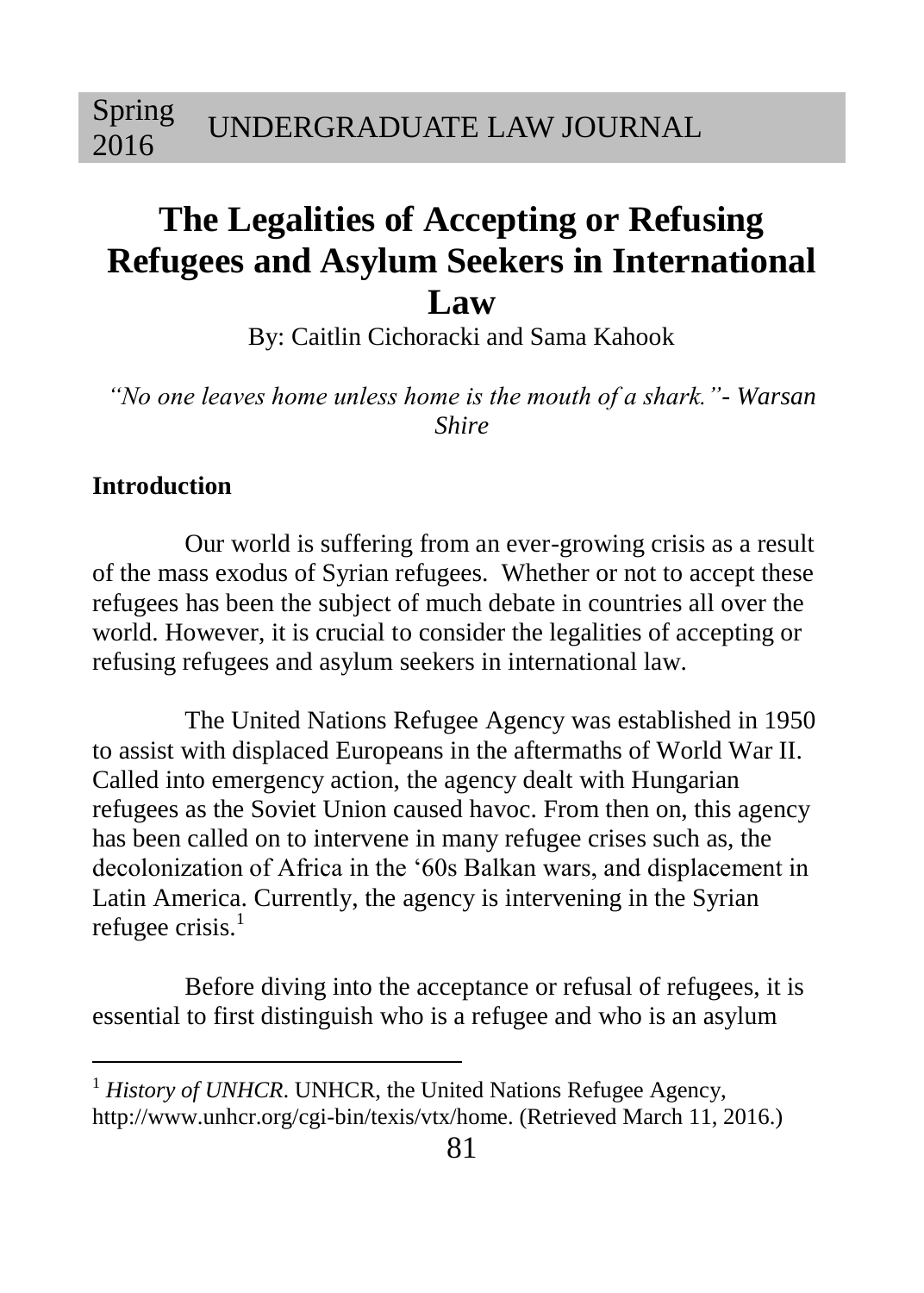# The Legalities of Accepting or Refusing Refugees and Asylum Seekers in International Law

By: Caitlin Cichoracki and Sama Kahook

*"No one leaves home unless home is the mouth of a shark."- Warsan Shire*

## Introduction

Our world is suffering from an ever-growing crisis as a result of the mass exodus of Syrian refugees. Whether or not to accept these refugees has been the subject of much debate in countries all over the world. However, it is crucial to consider the legalities of accepting or refusing refugees and asylum seekers in international law.

The United Nations Refugee Agency was established in 1950 to assist with displaced Europeans in the aftermaths of World War II. Called into emergency action, the agency dealt with Hungarian refugees as the Soviet Union caused havoc. From then on, this agency has been called on to intervene in many refugee crises such as, the decolonization of Africa in the '60s Balkan wars, and displacement in Latin America. Currently, the agency is intervening in the Syrian refugee crisis.[1]

Before diving into the acceptance or refusal of refugees, it is essential to first distinguish who is a refugee and who is an asylum

---

[1] *History of UNHCR*. UNHCR, the United Nations Refugee Agency, http://www.unhcr.org/cgi-bin/texis/vtx/home. (Retrieved March 11, 2016.)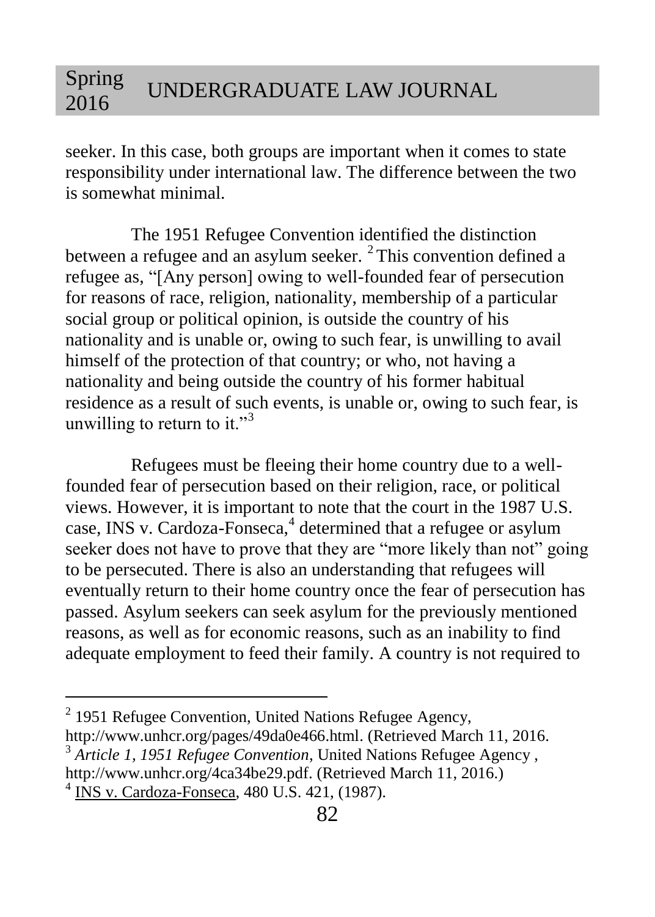seeker. In this case, both groups are important when it comes to state responsibility under international law. The difference between the two is somewhat minimal.

The 1951 Refugee Convention identified the distinction between a refugee and an asylum seeker. [2] This convention defined a refugee as, "[Any person] owing to well-founded fear of persecution for reasons of race, religion, nationality, membership of a particular social group or political opinion, is outside the country of his nationality and is unable or, owing to such fear, is unwilling to avail himself of the protection of that country; or who, not having a nationality and being outside the country of his former habitual residence as a result of such events, is unable or, owing to such fear, is unwilling to return to it."[3]

Refugees must be fleeing their home country due to a well-founded fear of persecution based on their religion, race, or political views. However, it is important to note that the court in the 1987 U.S. case, INS v. Cardoza-Fonseca,[4] determined that a refugee or asylum seeker does not have to prove that they are "more likely than not" going to be persecuted. There is also an understanding that refugees will eventually return to their home country once the fear of persecution has passed. Asylum seekers can seek asylum for the previously mentioned reasons, as well as for economic reasons, such as an inability to find adequate employment to feed their family. A country is not required to

---

[2] 1951 Refugee Convention, United Nations Refugee Agency, http://www.unhcr.org/pages/49da0e466.html. (Retrieved March 11, 2016.

[3] *Article 1, 1951 Refugee Convention*, United Nations Refugee Agency , http://www.unhcr.org/4ca34be29.pdf. (Retrieved March 11, 2016.)

[4] INS v. Cardoza-Fonseca, 480 U.S. 421, (1987).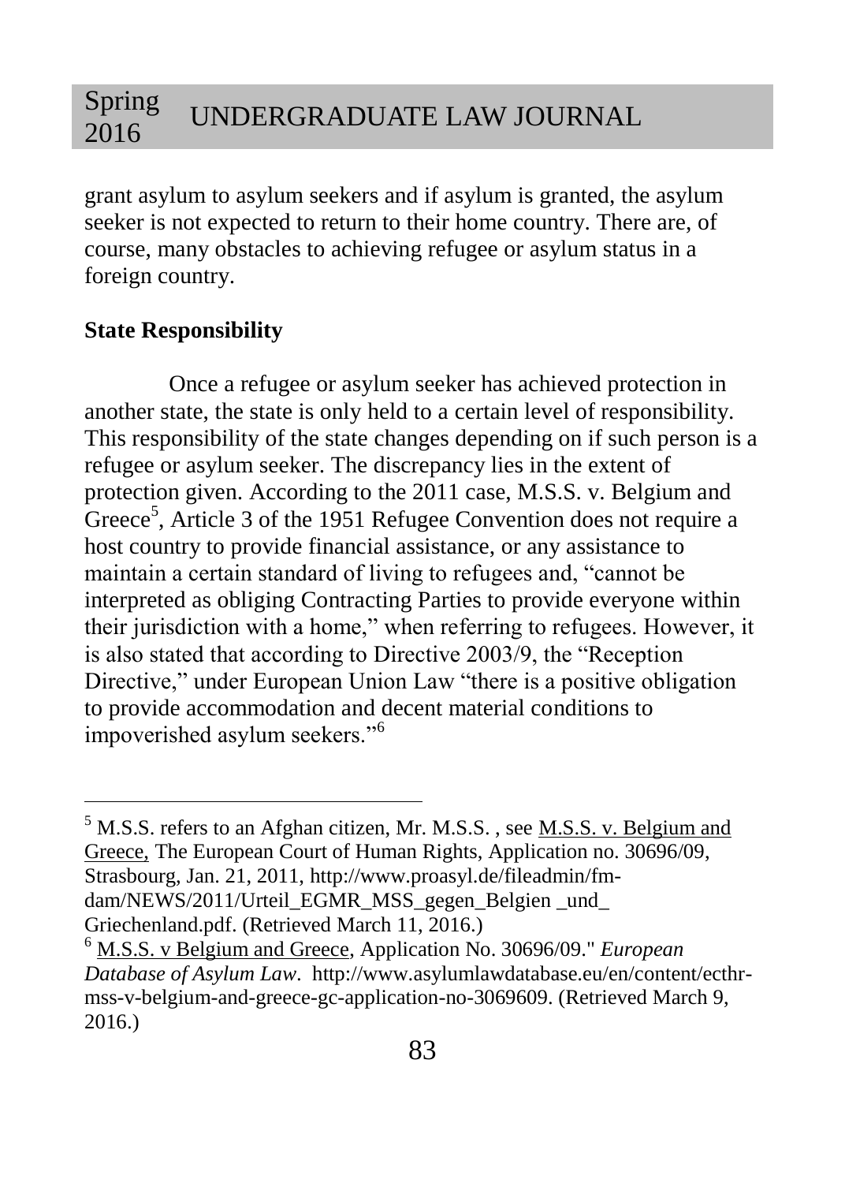grant asylum to asylum seekers and if asylum is granted, the asylum seeker is not expected to return to their home country. There are, of course, many obstacles to achieving refugee or asylum status in a foreign country.

**State Responsibility**

Once a refugee or asylum seeker has achieved protection in another state, the state is only held to a certain level of responsibility. This responsibility of the state changes depending on if such person is a refugee or asylum seeker. The discrepancy lies in the extent of protection given. According to the 2011 case, M.S.S. v. Belgium and Greece[5], Article 3 of the 1951 Refugee Convention does not require a host country to provide financial assistance, or any assistance to maintain a certain standard of living to refugees and, "cannot be interpreted as obliging Contracting Parties to provide everyone within their jurisdiction with a home," when referring to refugees. However, it is also stated that according to Directive 2003/9, the "Reception Directive," under European Union Law "there is a positive obligation to provide accommodation and decent material conditions to impoverished asylum seekers."[6]

---

[5] M.S.S. refers to an Afghan citizen, Mr. M.S.S. , see M.S.S. v. Belgium and Greece, The European Court of Human Rights, Application no. 30696/09, Strasbourg, Jan. 21, 2011, http://www.proasyl.de/fileadmin/fm-dam/NEWS/2011/Urteil_EGMR_MSS_gegen_Belgien _und_ Griechenland.pdf. (Retrieved March 11, 2016.)

[6] M.S.S. v Belgium and Greece, Application No. 30696/09." *European Database of Asylum Law*. http://www.asylumlawdatabase.eu/en/content/ecthr-mss-v-belgium-and-greece-gc-application-no-3069609. (Retrieved March 9, 2016.)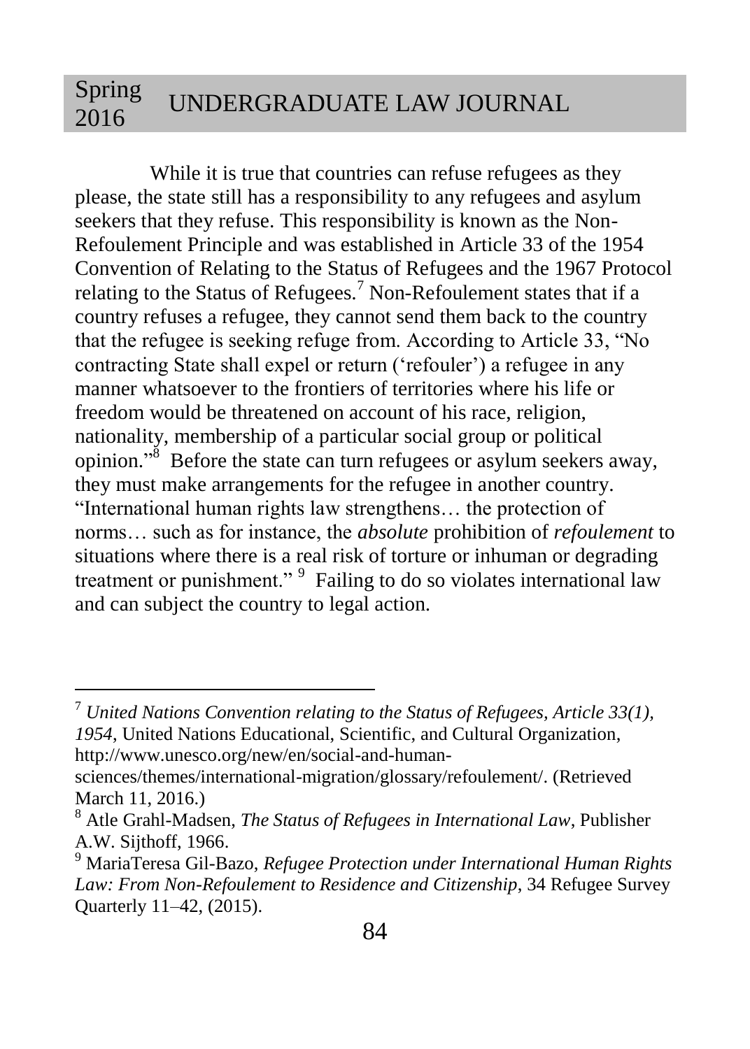While it is true that countries can refuse refugees as they please, the state still has a responsibility to any refugees and asylum seekers that they refuse. This responsibility is known as the Non-Refoulement Principle and was established in Article 33 of the 1954 Convention of Relating to the Status of Refugees and the 1967 Protocol relating to the Status of Refugees.[7] Non-Refoulement states that if a country refuses a refugee, they cannot send them back to the country that the refugee is seeking refuge from. According to Article 33, "No contracting State shall expel or return ('refouler') a refugee in any manner whatsoever to the frontiers of territories where his life or freedom would be threatened on account of his race, religion, nationality, membership of a particular social group or political opinion."[8] Before the state can turn refugees or asylum seekers away, they must make arrangements for the refugee in another country. "International human rights law strengthens… the protection of norms… such as for instance, the *absolute* prohibition of *refoulement* to situations where there is a real risk of torture or inhuman or degrading treatment or punishment."[9] Failing to do so violates international law and can subject the country to legal action.

---

[7] *United Nations Convention relating to the Status of Refugees, Article 33(1), 1954*, United Nations Educational, Scientific, and Cultural Organization, http://www.unesco.org/new/en/social-and-human-sciences/themes/international-migration/glossary/refoulement/. (Retrieved March 11, 2016.)

[8] Atle Grahl-Madsen, *The Status of Refugees in International Law*, Publisher A.W. Sijthoff, 1966.

[9] MariaTeresa Gil-Bazo, *Refugee Protection under International Human Rights Law: From Non-Refoulement to Residence and Citizenship*, 34 Refugee Survey Quarterly 11–42, (2015).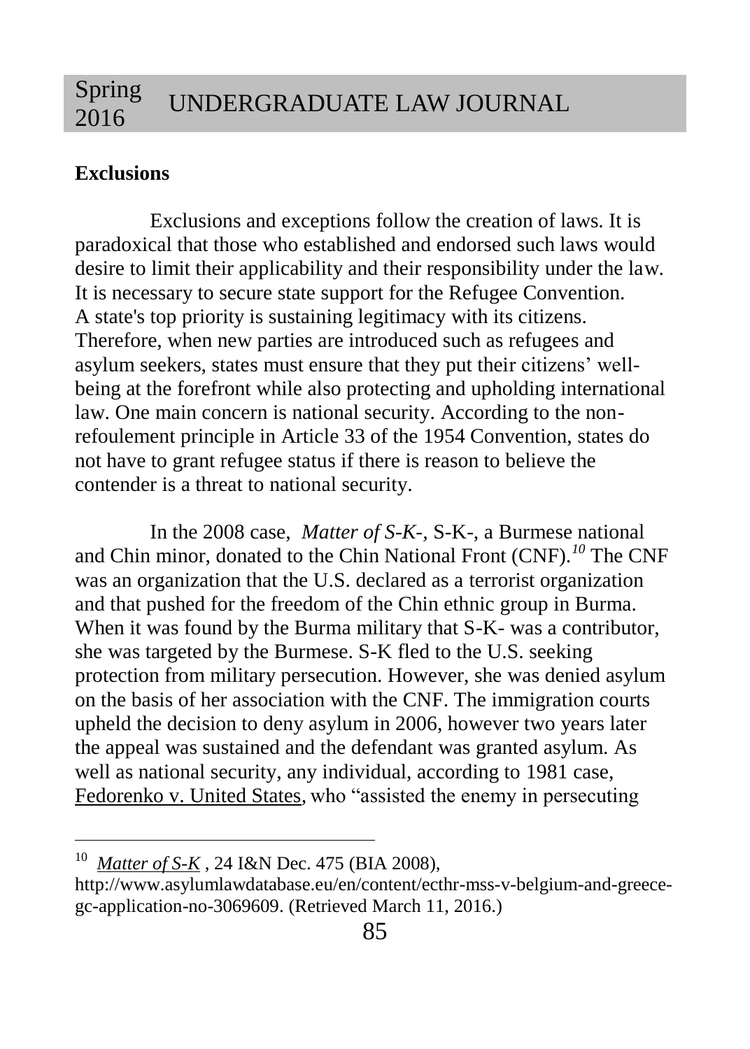**Exclusions**

Exclusions and exceptions follow the creation of laws. It is paradoxical that those who established and endorsed such laws would desire to limit their applicability and their responsibility under the law. It is necessary to secure state support for the Refugee Convention. A state's top priority is sustaining legitimacy with its citizens. Therefore, when new parties are introduced such as refugees and asylum seekers, states must ensure that they put their citizens' well-being at the forefront while also protecting and upholding international law. One main concern is national security. According to the non-refoulement principle in Article 33 of the 1954 Convention, states do not have to grant refugee status if there is reason to believe the contender is a threat to national security.

In the 2008 case, *Matter of S-K-,* S-K-, a Burmese national and Chin minor, donated to the Chin National Front (CNF).[10] The CNF was an organization that the U.S. declared as a terrorist organization and that pushed for the freedom of the Chin ethnic group in Burma. When it was found by the Burma military that S-K- was a contributor, she was targeted by the Burmese. S-K fled to the U.S. seeking protection from military persecution. However, she was denied asylum on the basis of her association with the CNF. The immigration courts upheld the decision to deny asylum in 2006, however two years later the appeal was sustained and the defendant was granted asylum. As well as national security, any individual, according to 1981 case, Fedorenko v. United States, who "assisted the enemy in persecuting

---

[10] *Matter of S-K* , 24 I&N Dec. 475 (BIA 2008), http://www.asylumlawdatabase.eu/en/content/ecthr-mss-v-belgium-and-greece-gc-application-no-3069609. (Retrieved March 11, 2016.)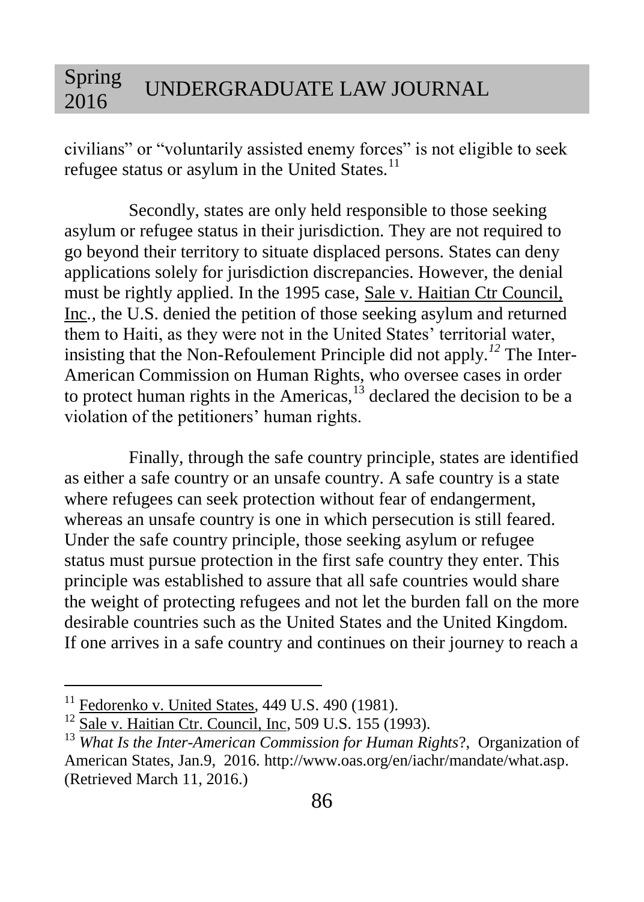civilians" or "voluntarily assisted enemy forces" is not eligible to seek refugee status or asylum in the United States.[11]

Secondly, states are only held responsible to those seeking asylum or refugee status in their jurisdiction. They are not required to go beyond their territory to situate displaced persons. States can deny applications solely for jurisdiction discrepancies. However, the denial must be rightly applied. In the 1995 case, Sale v. Haitian Ctr Council, Inc., the U.S. denied the petition of those seeking asylum and returned them to Haiti, as they were not in the United States' territorial water, insisting that the Non-Refoulement Principle did not apply.[12] The Inter-American Commission on Human Rights, who oversee cases in order to protect human rights in the Americas,[13] declared the decision to be a violation of the petitioners' human rights.

Finally, through the safe country principle, states are identified as either a safe country or an unsafe country. A safe country is a state where refugees can seek protection without fear of endangerment, whereas an unsafe country is one in which persecution is still feared. Under the safe country principle, those seeking asylum or refugee status must pursue protection in the first safe country they enter. This principle was established to assure that all safe countries would share the weight of protecting refugees and not let the burden fall on the more desirable countries such as the United States and the United Kingdom. If one arrives in a safe country and continues on their journey to reach a

---

[11] Fedorenko v. United States, 449 U.S. 490 (1981).

[12] Sale v. Haitian Ctr. Council, Inc, 509 U.S. 155 (1993).

[13] *What Is the Inter-American Commission for Human Rights*?, Organization of American States, Jan.9, 2016. http://www.oas.org/en/iachr/mandate/what.asp. (Retrieved March 11, 2016.)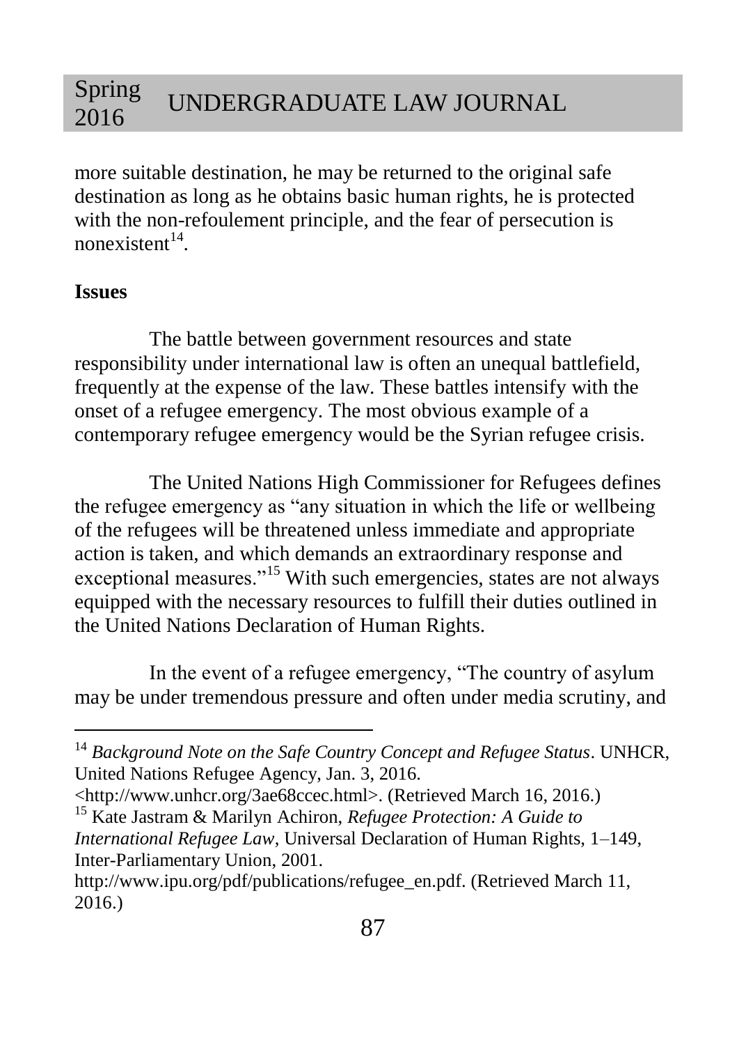more suitable destination, he may be returned to the original safe destination as long as he obtains basic human rights, he is protected with the non-refoulement principle, and the fear of persecution is nonexistent[14].

**Issues**

The battle between government resources and state responsibility under international law is often an unequal battlefield, frequently at the expense of the law. These battles intensify with the onset of a refugee emergency. The most obvious example of a contemporary refugee emergency would be the Syrian refugee crisis.

The United Nations High Commissioner for Refugees defines the refugee emergency as "any situation in which the life or wellbeing of the refugees will be threatened unless immediate and appropriate action is taken, and which demands an extraordinary response and exceptional measures."[15] With such emergencies, states are not always equipped with the necessary resources to fulfill their duties outlined in the United Nations Declaration of Human Rights.

In the event of a refugee emergency, "The country of asylum may be under tremendous pressure and often under media scrutiny, and

---

[14] *Background Note on the Safe Country Concept and Refugee Status*. UNHCR, United Nations Refugee Agency, Jan. 3, 2016. <http://www.unhcr.org/3ae68ccec.html>. (Retrieved March 16, 2016.)

[15] Kate Jastram & Marilyn Achiron, *Refugee Protection: A Guide to International Refugee Law*, Universal Declaration of Human Rights, 1–149, Inter-Parliamentary Union, 2001. http://www.ipu.org/pdf/publications/refugee_en.pdf. (Retrieved March 11, 2016.)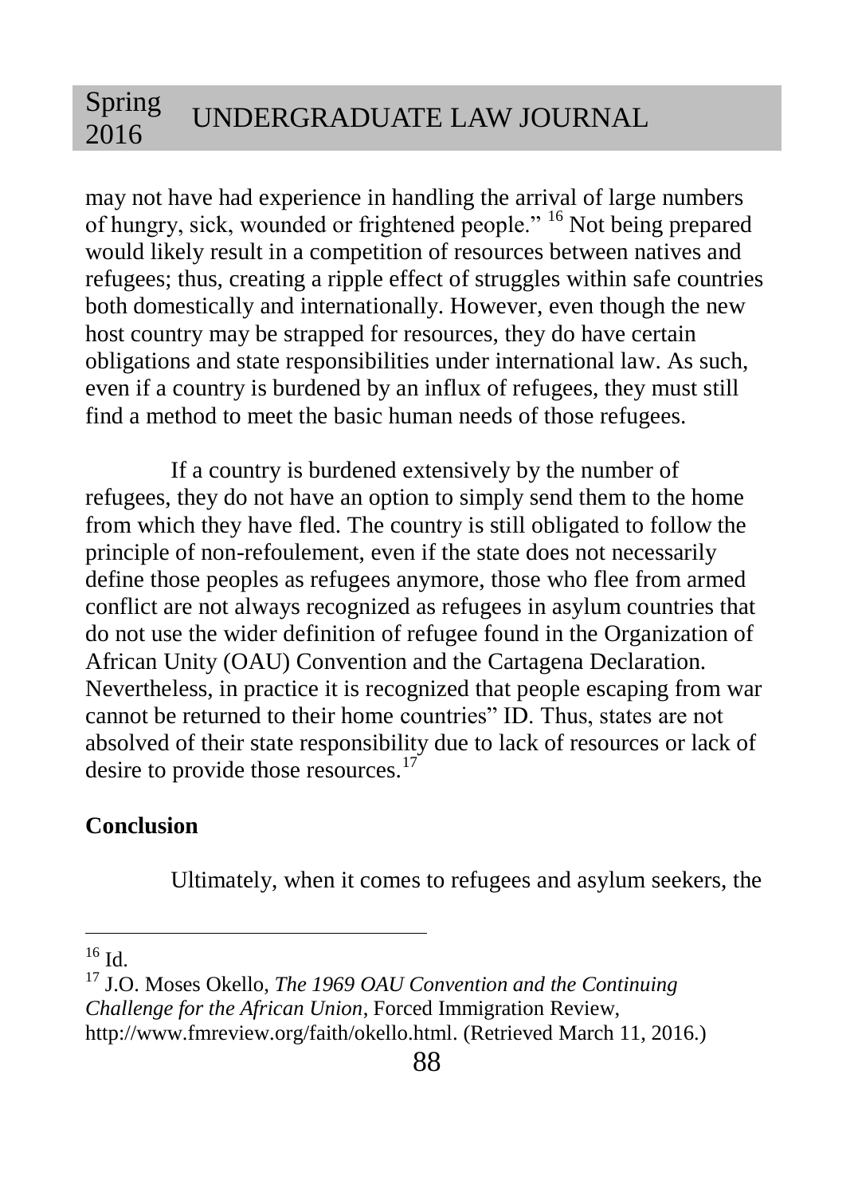may not have had experience in handling the arrival of large numbers of hungry, sick, wounded or frightened people." [16] Not being prepared would likely result in a competition of resources between natives and refugees; thus, creating a ripple effect of struggles within safe countries both domestically and internationally. However, even though the new host country may be strapped for resources, they do have certain obligations and state responsibilities under international law. As such, even if a country is burdened by an influx of refugees, they must still find a method to meet the basic human needs of those refugees.

If a country is burdened extensively by the number of refugees, they do not have an option to simply send them to the home from which they have fled. The country is still obligated to follow the principle of non-refoulement, even if the state does not necessarily define those peoples as refugees anymore, those who flee from armed conflict are not always recognized as refugees in asylum countries that do not use the wider definition of refugee found in the Organization of African Unity (OAU) Convention and the Cartagena Declaration. Nevertheless, in practice it is recognized that people escaping from war cannot be returned to their home countries" ID. Thus, states are not absolved of their state responsibility due to lack of resources or lack of desire to provide those resources.[17]

**Conclusion**

Ultimately, when it comes to refugees and asylum seekers, the

---

[16] Id.

[17] J.O. Moses Okello, *The 1969 OAU Convention and the Continuing Challenge for the African Union*, Forced Immigration Review, http://www.fmreview.org/faith/okello.html. (Retrieved March 11, 2016.)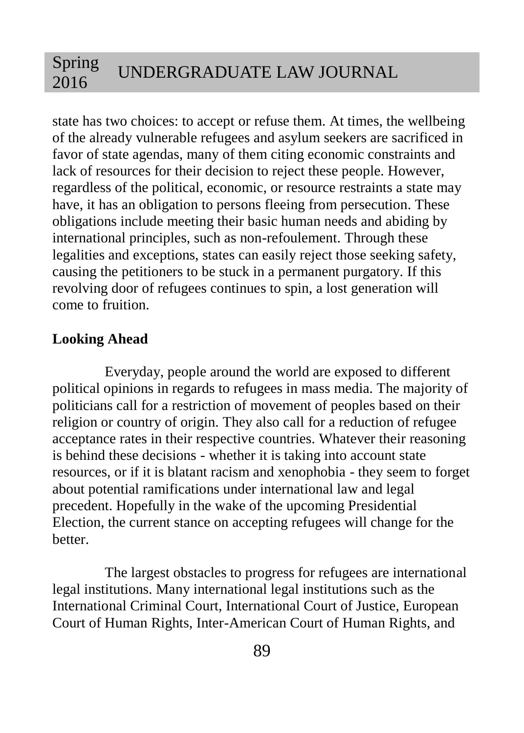state has two choices: to accept or refuse them. At times, the wellbeing of the already vulnerable refugees and asylum seekers are sacrificed in favor of state agendas, many of them citing economic constraints and lack of resources for their decision to reject these people. However, regardless of the political, economic, or resource restraints a state may have, it has an obligation to persons fleeing from persecution. These obligations include meeting their basic human needs and abiding by international principles, such as non-refoulement. Through these legalities and exceptions, states can easily reject those seeking safety, causing the petitioners to be stuck in a permanent purgatory. If this revolving door of refugees continues to spin, a lost generation will come to fruition.

**Looking Ahead**

Everyday, people around the world are exposed to different political opinions in regards to refugees in mass media. The majority of politicians call for a restriction of movement of peoples based on their religion or country of origin. They also call for a reduction of refugee acceptance rates in their respective countries. Whatever their reasoning is behind these decisions - whether it is taking into account state resources, or if it is blatant racism and xenophobia - they seem to forget about potential ramifications under international law and legal precedent. Hopefully in the wake of the upcoming Presidential Election, the current stance on accepting refugees will change for the better.

The largest obstacles to progress for refugees are international legal institutions. Many international legal institutions such as the International Criminal Court, International Court of Justice, European Court of Human Rights, Inter-American Court of Human Rights, and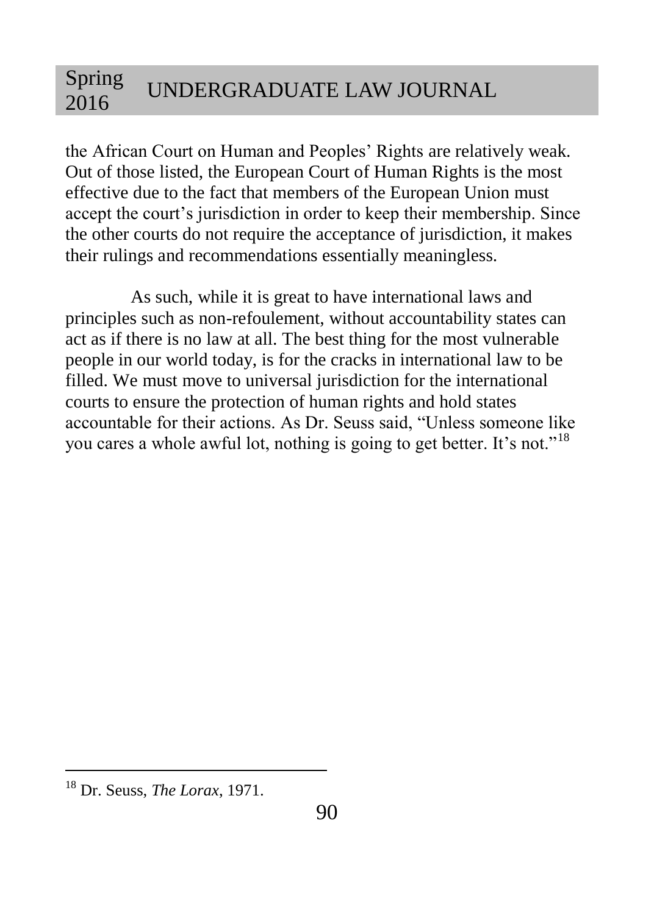the African Court on Human and Peoples' Rights are relatively weak. Out of those listed, the European Court of Human Rights is the most effective due to the fact that members of the European Union must accept the court's jurisdiction in order to keep their membership. Since the other courts do not require the acceptance of jurisdiction, it makes their rulings and recommendations essentially meaningless.

As such, while it is great to have international laws and principles such as non-refoulement, without accountability states can act as if there is no law at all. The best thing for the most vulnerable people in our world today, is for the cracks in international law to be filled. We must move to universal jurisdiction for the international courts to ensure the protection of human rights and hold states accountable for their actions. As Dr. Seuss said, "Unless someone like you cares a whole awful lot, nothing is going to get better. It's not."[18]

---

[18] Dr. Seuss, *The Lorax*, 1971.